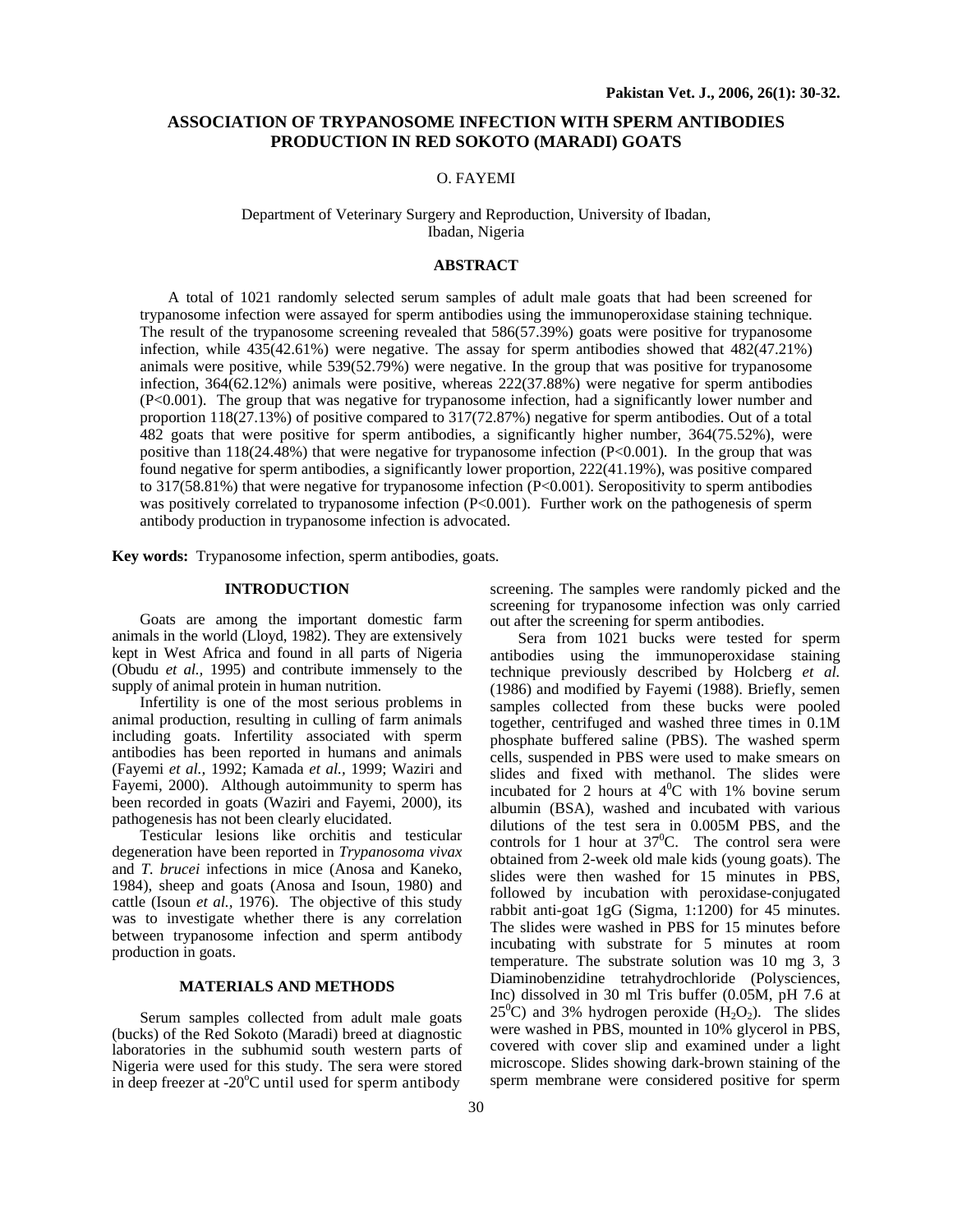# ASSOCIATION OF TRYPANOSOME INFECTION WITH SPERM ANTIBODIES PRODUCTION IN RED SOKOTO (MARADI) GOATS

O. FAYEMI

Department of Veterinary Surgery and Reproduction, University of Ibadan, Ibadan, Nigeria

## ABSTRACT

A total of 1021 randomly selected serum samples of adult male goats that had been screened for trypanosome infection were assayed for sperm antibodies using the immunoperoxidase staining technique. The result of the trypanosome screening revealed that 586(57.39%) goats were positive for trypanosome infection, while 435(42.61%) were negative. The assay for sperm antibodies showed that 482(47.21%) animals were positive, while 539(52.79%) were negative. In the group that was positive for trypanosome infection, 364(62.12%) animals were positive, whereas 222(37.88%) were negative for sperm antibodies ($P<0.001$). The group that was negative for trypanosome infection, had a significantly lower number and proportion 118(27.13%) of positive compared to 317(72.87%) negative for sperm antibodies. Out of a total 482 goats that were positive for sperm antibodies, a significantly higher number, 364(75.52%), were positive than 118(24.48%) that were negative for trypanosome infection ($P<0.001$). In the group that was found negative for sperm antibodies, a significantly lower proportion, 222(41.19%), was positive compared to 317(58.81%) that were negative for trypanosome infection ($P<0.001$). Seropositivity to sperm antibodies was positively correlated to trypanosome infection ($P<0.001$). Further work on the pathogenesis of sperm antibody production in trypanosome infection is advocated.

**Key words:** Trypanosome infection, sperm antibodies, goats.

## INTRODUCTION

Goats are among the important domestic farm animals in the world (Lloyd, 1982). They are extensively kept in West Africa and found in all parts of Nigeria (Obudu *et al.,* 1995) and contribute immensely to the supply of animal protein in human nutrition.

Infertility is one of the most serious problems in animal production, resulting in culling of farm animals including goats. Infertility associated with sperm antibodies has been reported in humans and animals (Fayemi *et al.,* 1992; Kamada *et al.,* 1999; Waziri and Fayemi, 2000). Although autoimmunity to sperm has been recorded in goats (Waziri and Fayemi, 2000), its pathogenesis has not been clearly elucidated.

Testicular lesions like orchitis and testicular degeneration have been reported in *Trypanosoma vivax* and *T. brucei* infections in mice (Anosa and Kaneko, 1984), sheep and goats (Anosa and Isoun, 1980) and cattle (Isoun *et al.,* 1976). The objective of this study was to investigate whether there is any correlation between trypanosome infection and sperm antibody production in goats.

## MATERIALS AND METHODS

Serum samples collected from adult male goats (bucks) of the Red Sokoto (Maradi) breed at diagnostic laboratories in the subhumid south western parts of Nigeria were used for this study. The sera were stored in deep freezer at -20$^{o}$C until used for sperm antibody screening. The samples were randomly picked and the screening for trypanosome infection was only carried out after the screening for sperm antibodies.

Sera from 1021 bucks were tested for sperm antibodies using the immunoperoxidase staining technique previously described by Holcberg *et al.* (1986) and modified by Fayemi (1988). Briefly, semen samples collected from these bucks were pooled together, centrifuged and washed three times in 0.1M phosphate buffered saline (PBS). The washed sperm cells, suspended in PBS were used to make smears on slides and fixed with methanol. The slides were incubated for 2 hours at 4$^{0}$C with 1% bovine serum albumin (BSA), washed and incubated with various dilutions of the test sera in 0.005M PBS, and the controls for 1 hour at 37$^{0}$C. The control sera were obtained from 2-week old male kids (young goats). The slides were then washed for 15 minutes in PBS, followed by incubation with peroxidase-conjugated rabbit anti-goat 1gG (Sigma, 1:1200) for 45 minutes. The slides were washed in PBS for 15 minutes before incubating with substrate for 5 minutes at room temperature. The substrate solution was 10 mg 3, 3 Diaminobenzidine tetrahydrochloride (Polysciences, Inc) dissolved in 30 ml Tris buffer (0.05M, pH 7.6 at 25$^{0}$C) and 3% hydrogen peroxide ($H_2O_2$). The slides were washed in PBS, mounted in 10% glycerol in PBS, covered with cover slip and examined under a light microscope. Slides showing dark-brown staining of the sperm membrane were considered positive for sperm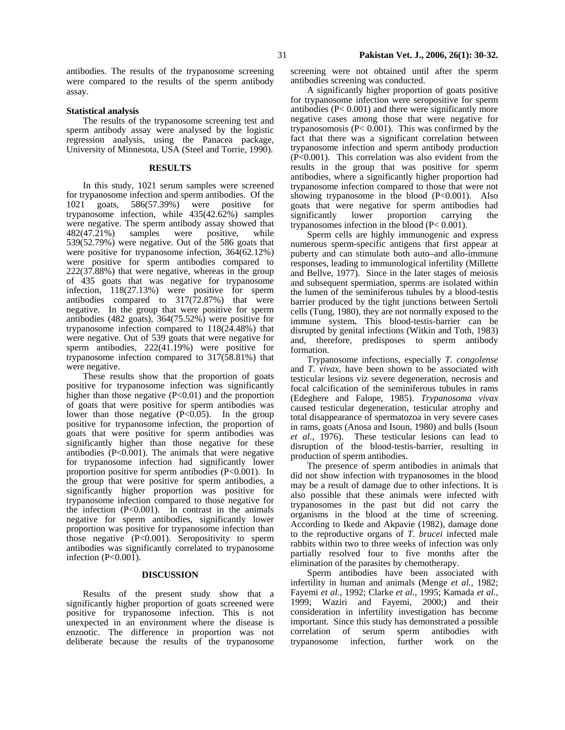antibodies. The results of the trypanosome screening were compared to the results of the sperm antibody assay.

### Statistical analysis

The results of the trypanosome screening test and sperm antibody assay were analysed by the logistic regression analysis, using the Panacea package, University of Minnesota, USA (Steel and Torrie, 1990).

## RESULTS

In this study, 1021 serum samples were screened for trypanosome infection and sperm antibodies. Of the 1021 goats, 586(57.39%) were positive for trypanosome infection, while 435(42.62%) samples were negative. The sperm antibody assay showed that 482(47.21%) samples were positive, while 539(52.79%) were negative. Out of the 586 goats that were positive for trypanosome infection, 364(62.12%) were positive for sperm antibodies compared to 222(37.88%) that were negative, whereas in the group of 435 goats that was negative for trypanosome infection, 118(27.13%) were positive for sperm antibodies compared to 317(72.87%) that were negative. In the group that were positive for sperm antibodies (482 goats), 364(75.52%) were positive for trypanosome infection compared to 118(24.48%) that were negative. Out of 539 goats that were negative for sperm antibodies, 222(41.19%) were positive for trypanosome infection compared to 317(58.81%) that were negative.

These results show that the proportion of goats positive for trypanosome infection was significantly higher than those negative ($P<0.01$) and the proportion of goats that were positive for sperm antibodies was lower than those negative ($P<0.05$). In the group positive for trypanosome infection, the proportion of goats that were positive for sperm antibodies was significantly higher than those negative for these antibodies ($P<0.001$). The animals that were negative for trypanosome infection had significantly lower proportion positive for sperm antibodies ($P<0.001$). In the group that were positive for sperm antibodies, a significantly higher proportion was positive for trypanosome infection compared to those negative for the infection ($P<0.001$). In contrast in the animals negative for sperm antibodies, significantly lower proportion was positive for trypanosome infection than those negative ($P<0.001$). Seropositivity to sperm antibodies was significantly correlated to trypanosome infection ($P<0.001$).

## DISCUSSION

Results of the present study show that a significantly higher proportion of goats screened were positive for trypanosome infection. This is not unexpected in an environment where the disease is enzootic. The difference in proportion was not deliberate because the results of the trypanosome screening were not obtained until after the sperm antibodies screening was conducted.

A significantly higher proportion of goats positive for trypanosome infection were seropositive for sperm antibodies ($P< 0.001$) and there were significantly more negative cases among those that were negative for trypanosomosis ($P< 0.001$). This was confirmed by the fact that there was a significant correlation between trypanosome infection and sperm antibody production ($P<0.001$). This correlation was also evident from the results in the group that was positive for sperm antibodies, where a significantly higher proportion had trypanosome infection compared to those that were not showing trypanosome in the blood ($P<0.001$). Also goats that were negative for sperm antibodies had significantly lower proportion carrying the trypanosomes infection in the blood ($P< 0.001$).

Sperm cells are highly immunogenic and express numerous sperm-specific antigens that first appear at puberty and can stimulate both auto–and allo-immune responses, leading to immunological infertility (Millette and Bellve, 1977). Since in the later stages of meiosis and subsequent spermiation, sperms are isolated within the lumen of the seminiferous tubules by a blood-testis barrier produced by the tight junctions between Sertoli cells (Tung, 1980), they are not normally exposed to the immune system**.** This blood-testis-barrier can be disrupted by genital infections (Witkin and Toth, 1983) and, therefore, predisposes to sperm antibody formation.

Trypanosome infections, especially *T. congolense* and *T. vivax,* have been shown to be associated with testicular lesions viz severe degeneration, necrosis and focal calcification of the seminiferous tubules in rams (Edeghere and Falope, 1985). *Trypanosoma vivax* caused testicular degeneration, testicular atrophy and total disappearance of spermatozoa in very severe cases in rams, goats (Anosa and Isoun, 1980) and bulls (Isoun *et al*., 1976). These testicular lesions can lead to disruption of the blood-testis-barrier, resulting in production of sperm antibodies.

The presence of sperm antibodies in animals that did not show infection with trypanosomes in the blood may be a result of damage due to other infections. It is also possible that these animals were infected with trypanosomes in the past but did not carry the organisms in the blood at the time of screening. According to Ikede and Akpavie (1982), damage done to the reproductive organs of *T. brucei* infected male rabbits within two to three weeks of infection was only partially resolved four to five months after the elimination of the parasites by chemotherapy.

Sperm antibodies have been associated with infertility in human and animals (Menge *et al.,* 1982; Fayemi *et al.,* 1992; Clarke *et al.,* 1995; Kamada *et al.,* 1999; Waziri and Fayemi, 2000;) and their consideration in infertility investigation has become important. Since this study has demonstrated a possible correlation of serum sperm antibodies with trypanosome infection, further work on the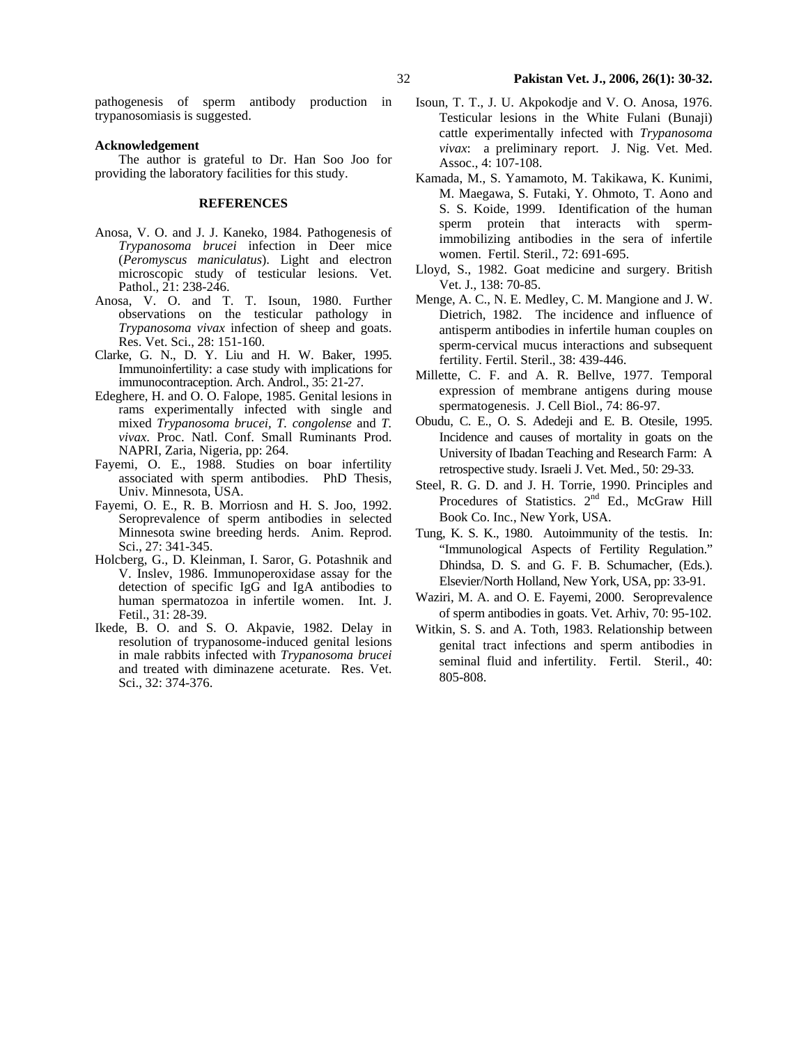pathogenesis of sperm antibody production in trypanosomiasis is suggested.

**Acknowledgement**

The author is grateful to Dr. Han Soo Joo for providing the laboratory facilities for this study.

## REFERENCES

Anosa, V. O. and J. J. Kaneko, 1984. Pathogenesis of *Trypanosoma brucei* infection in Deer mice (*Peromyscus maniculatus*). Light and electron microscopic study of testicular lesions. Vet. Pathol., 21: 238-246.

Anosa, V. O. and T. T. Isoun, 1980. Further observations on the testicular pathology in *Trypanosoma vivax* infection of sheep and goats. Res. Vet. Sci., 28: 151-160.

Clarke, G. N., D. Y. Liu and H. W. Baker, 1995. Immunoinfertility: a case study with implications for immunocontraception. Arch. Androl., 35: 21-27.

Edeghere, H. and O. O. Falope, 1985. Genital lesions in rams experimentally infected with single and mixed *Trypanosoma brucei, T. congolense* and *T. vivax*. Proc. Natl. Conf. Small Ruminants Prod. NAPRI, Zaria, Nigeria, pp: 264.

Fayemi, O. E., 1988. Studies on boar infertility associated with sperm antibodies. PhD Thesis, Univ. Minnesota, USA.

Fayemi, O. E., R. B. Morriosn and H. S. Joo, 1992. Seroprevalence of sperm antibodies in selected Minnesota swine breeding herds. Anim. Reprod. Sci., 27: 341-345.

Holcberg, G., D. Kleinman, I. Saror, G. Potashnik and V. Inslev, 1986. Immunoperoxidase assay for the detection of specific IgG and IgA antibodies to human spermatozoa in infertile women. Int. J. Fetil., 31: 28-39.

Ikede, B. O. and S. O. Akpavie, 1982. Delay in resolution of trypanosome-induced genital lesions in male rabbits infected with *Trypanosoma brucei* and treated with diminazene aceturate. Res. Vet. Sci., 32: 374-376.

Isoun, T. T., J. U. Akpokodje and V. O. Anosa, 1976. Testicular lesions in the White Fulani (Bunaji) cattle experimentally infected with *Trypanosoma vivax*: a preliminary report. J. Nig. Vet. Med. Assoc., 4: 107-108.

Kamada, M., S. Yamamoto, M. Takikawa, K. Kunimi, M. Maegawa, S. Futaki, Y. Ohmoto, T. Aono and S. S. Koide, 1999. Identification of the human sperm protein that interacts with sperm-immobilizing antibodies in the sera of infertile women. Fertil. Steril., 72: 691-695.

Lloyd, S., 1982. Goat medicine and surgery. British Vet. J., 138: 70-85.

Menge, A. C., N. E. Medley, C. M. Mangione and J. W. Dietrich, 1982. The incidence and influence of antisperm antibodies in infertile human couples on sperm-cervical mucus interactions and subsequent fertility. Fertil. Steril., 38: 439-446.

Millette, C. F. and A. R. Bellve, 1977. Temporal expression of membrane antigens during mouse spermatogenesis. J. Cell Biol., 74: 86-97.

Obudu, C. E., O. S. Adedeji and E. B. Otesile, 1995. Incidence and causes of mortality in goats on the University of Ibadan Teaching and Research Farm: A retrospective study. Israeli J. Vet. Med., 50: 29-33.

Steel, R. G. D. and J. H. Torrie, 1990. Principles and Procedures of Statistics. 2nd Ed., McGraw Hill Book Co. Inc., New York, USA.

Tung, K. S. K., 1980. Autoimmunity of the testis. In: "Immunological Aspects of Fertility Regulation." Dhindsa, D. S. and G. F. B. Schumacher, (Eds.). Elsevier/North Holland, New York, USA, pp: 33-91.

Waziri, M. A. and O. E. Fayemi, 2000. Seroprevalence of sperm antibodies in goats. Vet. Arhiv, 70: 95-102.

Witkin, S. S. and A. Toth, 1983. Relationship between genital tract infections and sperm antibodies in seminal fluid and infertility. Fertil. Steril., 40: 805-808.